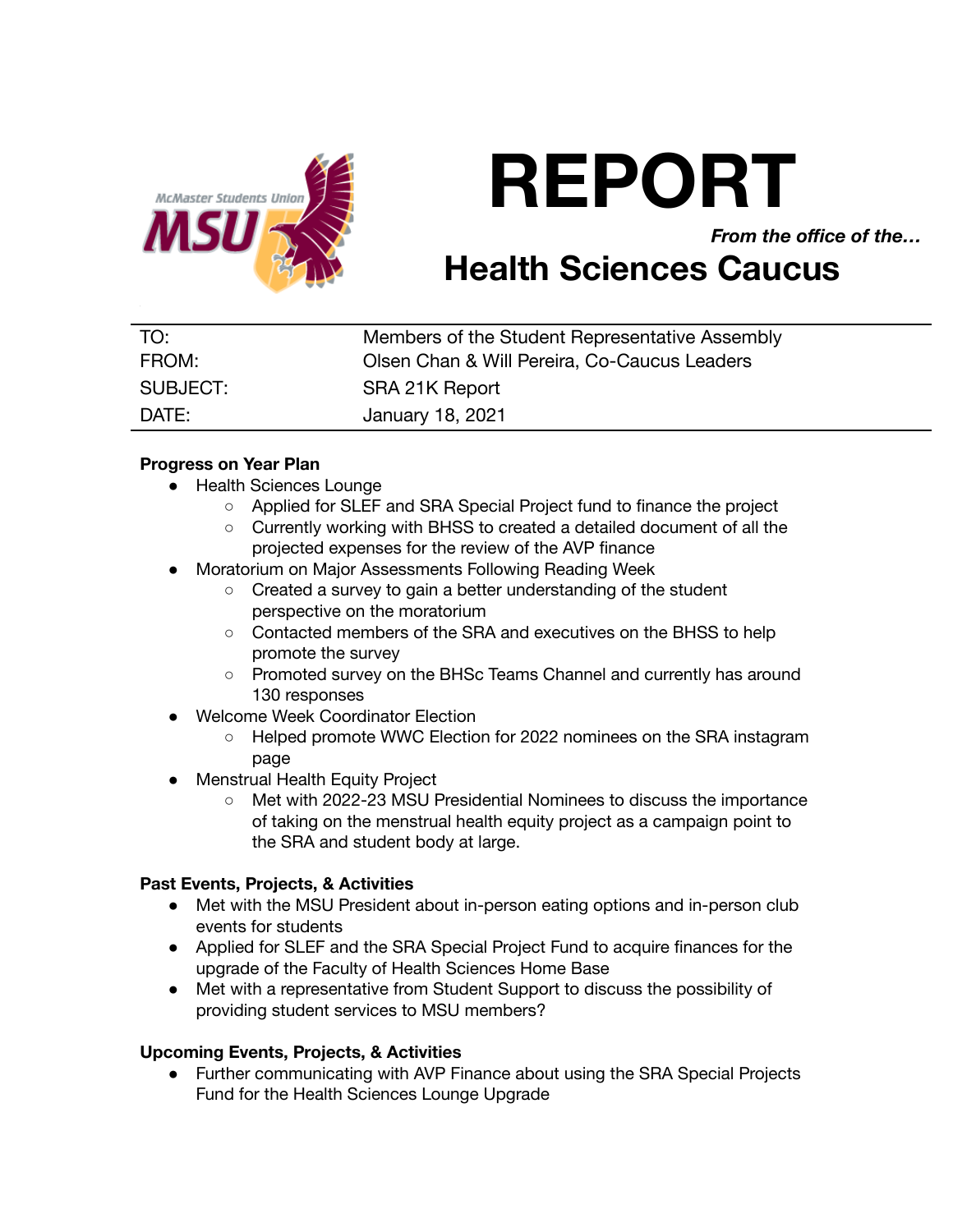# REPORT

***From the office of the…***

## Health Sciences Caucus

| | |
|---|---|
| TO: | Members of the Student Representative Assembly |
| FROM: | Olsen Chan & Will Pereira, Co-Caucus Leaders |
| SUBJECT: | SRA 21K Report |
| DATE: | January 18, 2021 |

**Progress on Year Plan**

- Health Sciences Lounge
  - Applied for SLEF and SRA Special Project fund to finance the project
  - Currently working with BHSS to created a detailed document of all the projected expenses for the review of the AVP finance
- Moratorium on Major Assessments Following Reading Week
  - Created a survey to gain a better understanding of the student perspective on the moratorium
  - Contacted members of the SRA and executives on the BHSS to help promote the survey
  - Promoted survey on the BHSc Teams Channel and currently has around 130 responses
- Welcome Week Coordinator Election
  - Helped promote WWC Election for 2022 nominees on the SRA instagram page
- Menstrual Health Equity Project
  - Met with 2022-23 MSU Presidential Nominees to discuss the importance of taking on the menstrual health equity project as a campaign point to the SRA and student body at large.

**Past Events, Projects, & Activities**

- Met with the MSU President about in-person eating options and in-person club events for students
- Applied for SLEF and the SRA Special Project Fund to acquire finances for the upgrade of the Faculty of Health Sciences Home Base
- Met with a representative from Student Support to discuss the possibility of providing student services to MSU members?

**Upcoming Events, Projects, & Activities**

- Further communicating with AVP Finance about using the SRA Special Projects Fund for the Health Sciences Lounge Upgrade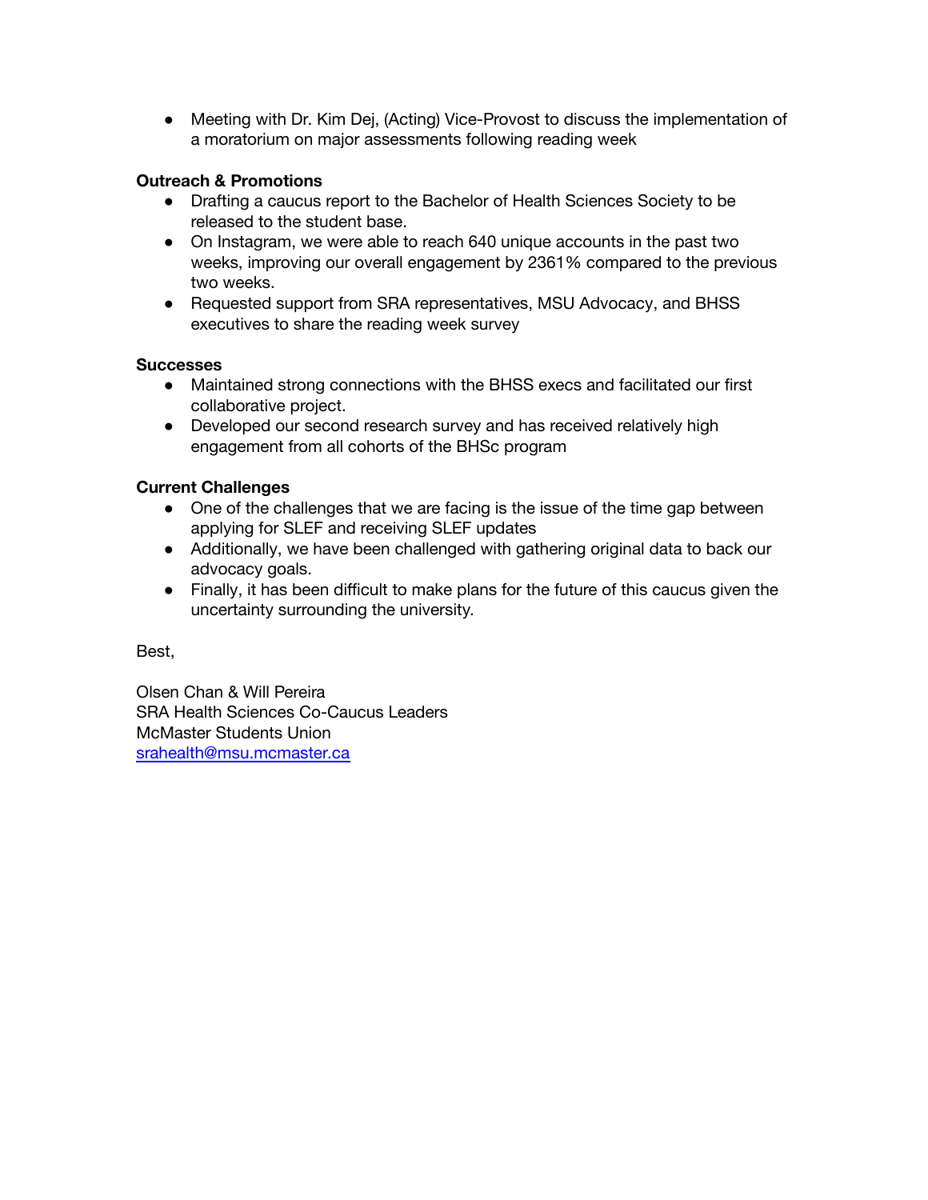- Meeting with Dr. Kim Dej, (Acting) Vice-Provost to discuss the implementation of a moratorium on major assessments following reading week

**Outreach & Promotions**

- Drafting a caucus report to the Bachelor of Health Sciences Society to be released to the student base.
- On Instagram, we were able to reach 640 unique accounts in the past two weeks, improving our overall engagement by 2361% compared to the previous two weeks.
- Requested support from SRA representatives, MSU Advocacy, and BHSS executives to share the reading week survey

**Successes**

- Maintained strong connections with the BHSS execs and facilitated our first collaborative project.
- Developed our second research survey and has received relatively high engagement from all cohorts of the BHSc program

**Current Challenges**

- One of the challenges that we are facing is the issue of the time gap between applying for SLEF and receiving SLEF updates
- Additionally, we have been challenged with gathering original data to back our advocacy goals.
- Finally, it has been difficult to make plans for the future of this caucus given the uncertainty surrounding the university.

Best,

Olsen Chan & Will Pereira
SRA Health Sciences Co-Caucus Leaders
McMaster Students Union
srahealth@msu.mcmaster.ca